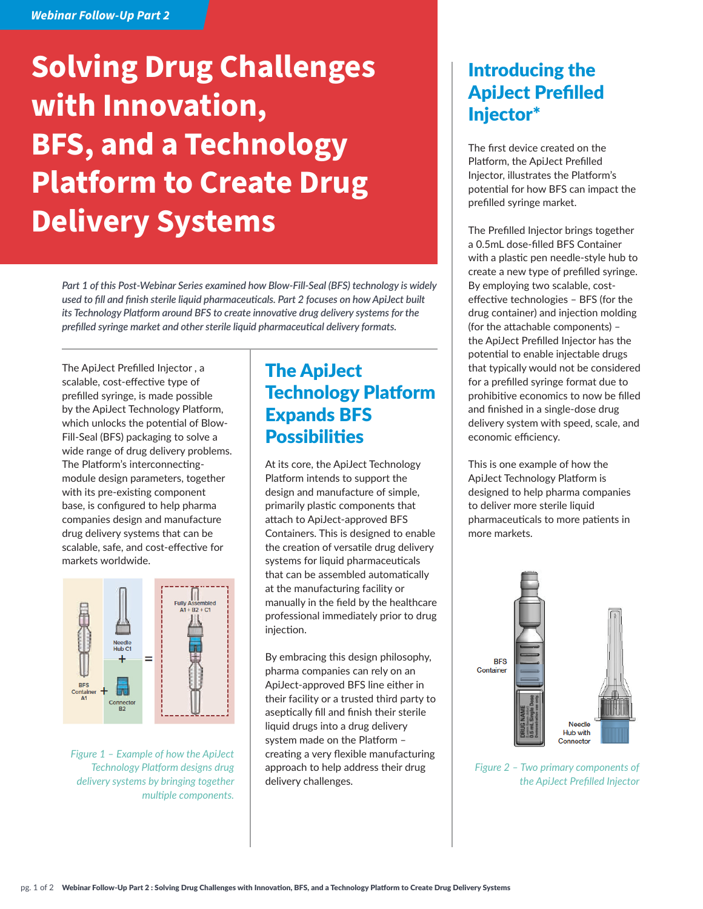*Webinar Follow-Up Part 2*

# Solving Drug Challenges with Innovation, BFS, and a Technology Platform to Create Drug Delivery Systems

*Part 1 of this Post-Webinar Series examined how Blow-Fill-Seal (BFS) technology is widely used to fill and finish sterile liquid pharmaceuticals. Part 2 focuses on how ApiJect built its Technology Platform around BFS to create innovative drug delivery systems for the prefilled syringe market and other sterile liquid pharmaceutical delivery formats.*

The ApiJect Prefilled Injector , a scalable, cost-effective type of prefilled syringe, is made possible by the ApiJect Technology Platform, which unlocks the potential of Blow-Fill-Seal (BFS) packaging to solve a wide range of drug delivery problems. The Platform's interconnecting-module design parameters, together with its pre-existing component base, is configured to help pharma companies design and manufacture drug delivery systems that can be scalable, safe, and cost-effective for markets worldwide.

*Figure 1 – Example of how the ApiJect Technology Platform designs drug delivery systems by bringing together multiple components.*

## The ApiJect Technology Platform Expands BFS Possibilities

At its core, the ApiJect Technology Platform intends to support the design and manufacture of simple, primarily plastic components that attach to ApiJect-approved BFS Containers. This is designed to enable the creation of versatile drug delivery systems for liquid pharmaceuticals that can be assembled automatically at the manufacturing facility or manually in the field by the healthcare professional immediately prior to drug injection.

By embracing this design philosophy, pharma companies can rely on an ApiJect-approved BFS line either in their facility or a trusted third party to aseptically fill and finish their sterile liquid drugs into a drug delivery system made on the Platform – creating a very flexible manufacturing approach to help address their drug delivery challenges.

## Introducing the ApiJect Prefilled Injector*

The first device created on the Platform, the ApiJect Prefilled Injector, illustrates the Platform's potential for how BFS can impact the prefilled syringe market.

The Prefilled Injector brings together a 0.5mL dose-filled BFS Container with a plastic pen needle-style hub to create a new type of prefilled syringe. By employing two scalable, cost-effective technologies – BFS (for the drug container) and injection molding (for the attachable components) – the ApiJect Prefilled Injector has the potential to enable injectable drugs that typically would not be considered for a prefilled syringe format due to prohibitive economics to now be filled and finished in a single-dose drug delivery system with speed, scale, and economic efficiency.

This is one example of how the ApiJect Technology Platform is designed to help pharma companies to deliver more sterile liquid pharmaceuticals to more patients in more markets.

*Figure 2 – Two primary components of the ApiJect Prefilled Injector*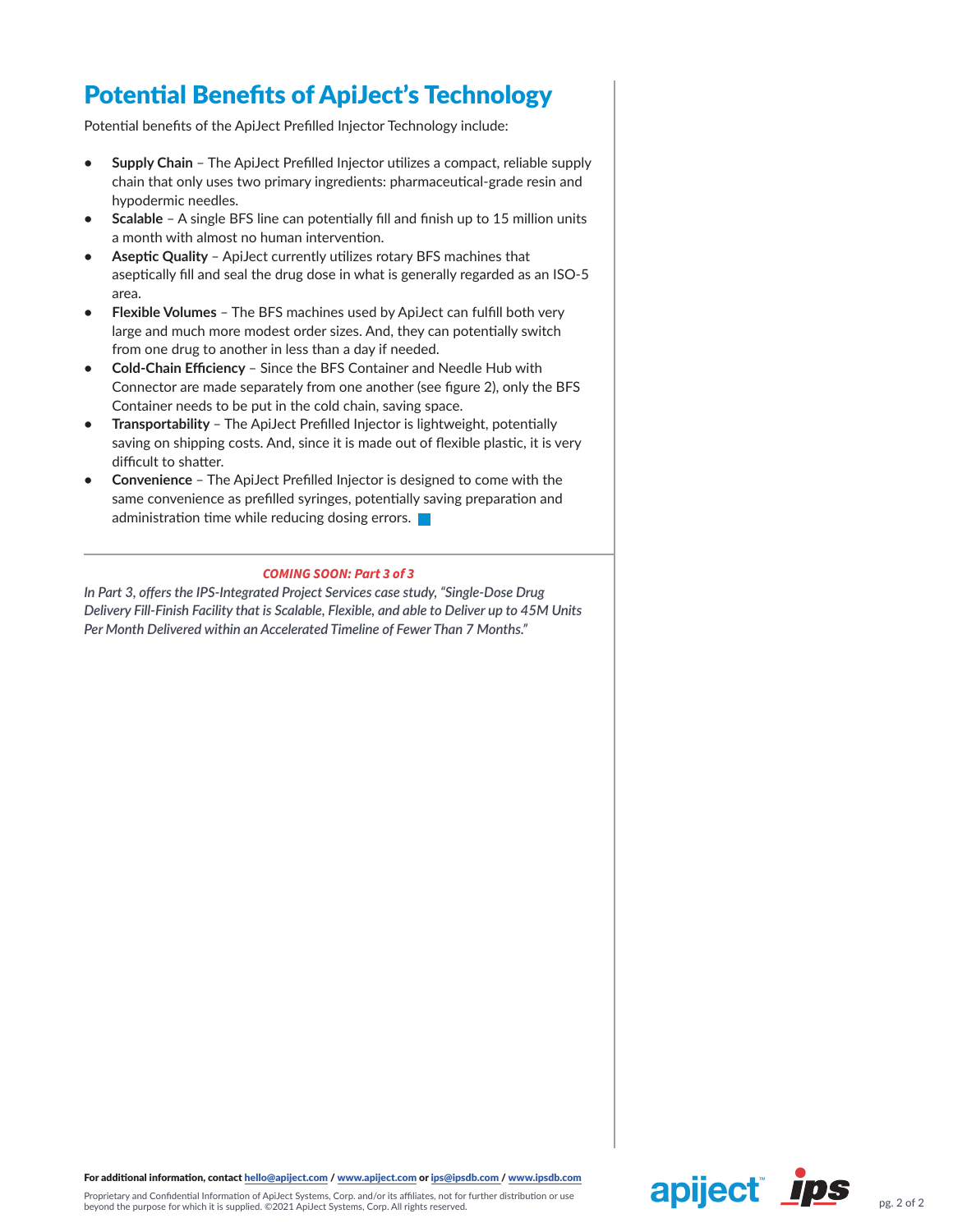# Potential Benefits of ApiJect's Technology

Potential benefits of the ApiJect Prefilled Injector Technology include:

- **Supply Chain** – The ApiJect Prefilled Injector utilizes a compact, reliable supply chain that only uses two primary ingredients: pharmaceutical-grade resin and hypodermic needles.
- **Scalable** – A single BFS line can potentially fill and finish up to 15 million units a month with almost no human intervention.
- **Aseptic Quality** – ApiJect currently utilizes rotary BFS machines that aseptically fill and seal the drug dose in what is generally regarded as an ISO-5 area.
- **Flexible Volumes** – The BFS machines used by ApiJect can fulfill both very large and much more modest order sizes. And, they can potentially switch from one drug to another in less than a day if needed.
- **Cold-Chain Efficiency** – Since the BFS Container and Needle Hub with Connector are made separately from one another (see figure 2), only the BFS Container needs to be put in the cold chain, saving space.
- **Transportability** – The ApiJect Prefilled Injector is lightweight, potentially saving on shipping costs. And, since it is made out of flexible plastic, it is very difficult to shatter.
- **Convenience** – The ApiJect Prefilled Injector is designed to come with the same convenience as prefilled syringes, potentially saving preparation and administration time while reducing dosing errors.

***COMING SOON: Part 3 of 3***

*In Part 3, offers the IPS-Integrated Project Services case study, "Single-Dose Drug Delivery Fill-Finish Facility that is Scalable, Flexible, and able to Deliver up to 45M Units Per Month Delivered within an Accelerated Timeline of Fewer Than 7 Months."*

**For additional information, contact hello@apiject.com / www.apiject.com or ips@ipsdb.com / www.ipsdb.com**

Proprietary and Confidential Information of ApiJect Systems, Corp. and/or its affiliates, not for further distribution or use beyond the purpose for which it is supplied. ©2021 ApiJect Systems, Corp. All rights reserved.